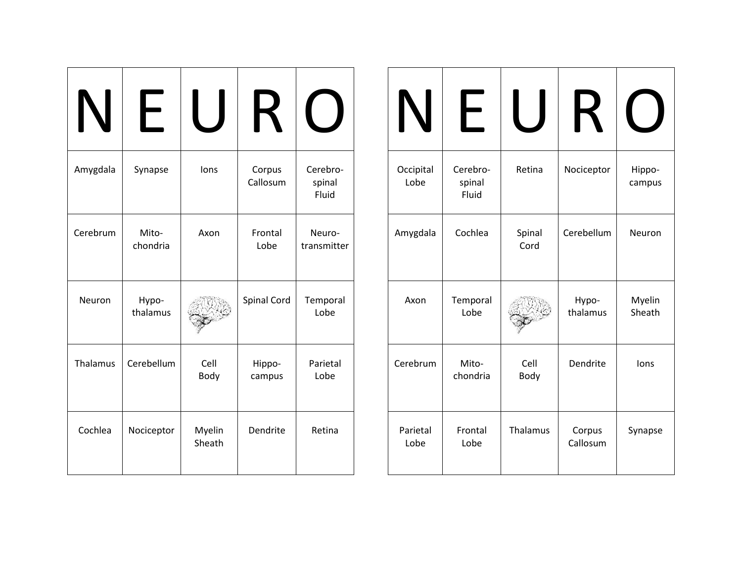| N | E | U | R | O |
|---|---|---|---|---|
| Amygdala | Synapse | Ions | Corpus Callosum | Cerebro-spinal Fluid |
| Cerebrum | Mito-chondria | Axon | Frontal Lobe | Neuro-transmitter |
| Neuron | Hypo-thalamus | | Spinal Cord | Temporal Lobe |
| Thalamus | Cerebellum | Cell Body | Hippo-campus | Parietal Lobe |
| Cochlea | Nociceptor | Myelin Sheath | Dendrite | Retina |

| N | E | U | R | O |
|---|---|---|---|---|
| Occipital Lobe | Cerebro-spinal Fluid | Retina | Nociceptor | Hippo-campus |
| Amygdala | Cochlea | Spinal Cord | Cerebellum | Neuron |
| Axon | Temporal Lobe | | Hypo-thalamus | Myelin Sheath |
| Cerebrum | Mito-chondria | Cell Body | Dendrite | Ions |
| Parietal Lobe | Frontal Lobe | Thalamus | Corpus Callosum | Synapse |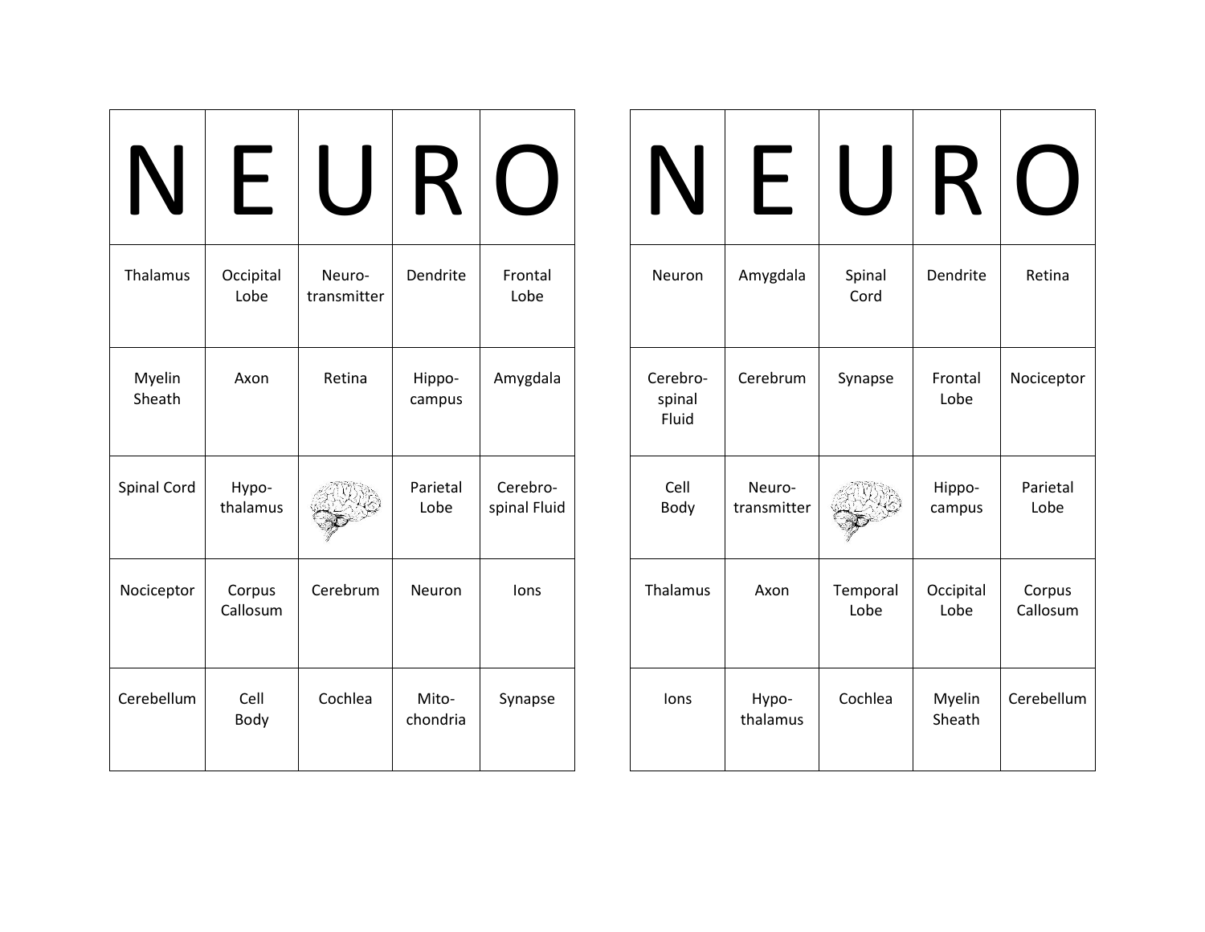| N | E | U | R | O |
|---|---|---|---|---|
| Thalamus | Occipital Lobe | Neuro-transmitter | Dendrite | Frontal Lobe |
| Myelin Sheath | Axon | Retina | Hippo-campus | Amygdala |
| Spinal Cord | Hypo-thalamus | | Parietal Lobe | Cerebro-spinal Fluid |
| Nociceptor | Corpus Callosum | Cerebrum | Neuron | Ions |
| Cerebellum | Cell Body | Cochlea | Mito-chondria | Synapse |

| N | E | U | R | O |
|---|---|---|---|---|
| Neuron | Amygdala | Spinal Cord | Dendrite | Retina |
| Cerebro-spinal Fluid | Cerebrum | Synapse | Frontal Lobe | Nociceptor |
| Cell Body | Neuro-transmitter | | Hippo-campus | Parietal Lobe |
| Thalamus | Axon | Temporal Lobe | Occipital Lobe | Corpus Callosum |
| Ions | Hypo-thalamus | Cochlea | Myelin Sheath | Cerebellum |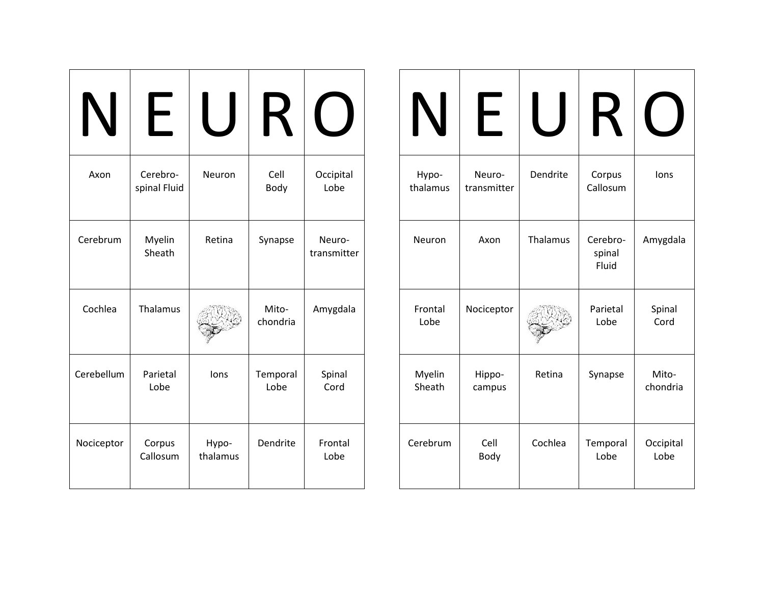| N | E | U | R | O |
|---|---|---|---|---|
| Axon | Cerebro-spinal Fluid | Neuron | Cell Body | Occipital Lobe |
| Cerebrum | Myelin Sheath | Retina | Synapse | Neuro-transmitter |
| Cochlea | Thalamus | | Mito-chondria | Amygdala |
| Cerebellum | Parietal Lobe | Ions | Temporal Lobe | Spinal Cord |
| Nociceptor | Corpus Callosum | Hypo-thalamus | Dendrite | Frontal Lobe |

| N | E | U | R | O |
|---|---|---|---|---|
| Hypo-thalamus | Neuro-transmitter | Dendrite | Corpus Callosum | Ions |
| Neuron | Axon | Thalamus | Cerebro-spinal Fluid | Amygdala |
| Frontal Lobe | Nociceptor | | Parietal Lobe | Spinal Cord |
| Myelin Sheath | Hippo-campus | Retina | Synapse | Mito-chondria |
| Cerebrum | Cell Body | Cochlea | Temporal Lobe | Occipital Lobe |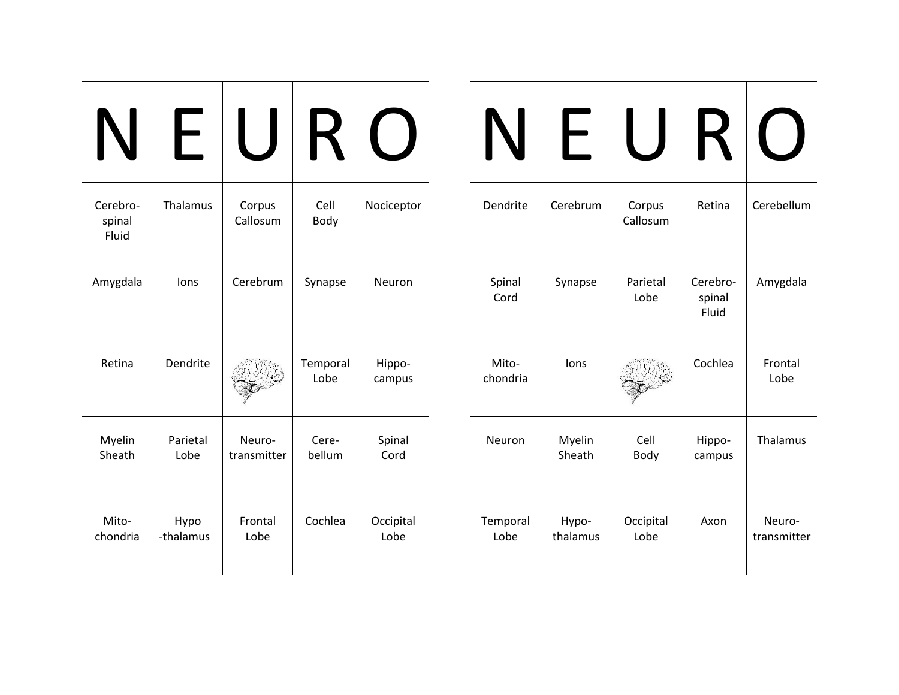| N | E | U | R | O |
| --- | --- | --- | --- | --- |
| Cerebro-spinal Fluid | Thalamus | Corpus Callosum | Cell Body | Nociceptor |
| Amygdala | Ions | Cerebrum | Synapse | Neuron |
| Retina | Dendrite | | Temporal Lobe | Hippo-campus |
| Myelin Sheath | Parietal Lobe | Neuro-transmitter | Cere-bellum | Spinal Cord |
| Mito-chondria | Hypo-thalamus | Frontal Lobe | Cochlea | Occipital Lobe |

| N | E | U | R | O |
| --- | --- | --- | --- | --- |
| Dendrite | Cerebrum | Corpus Callosum | Retina | Cerebellum |
| Spinal Cord | Synapse | Parietal Lobe | Cerebro-spinal Fluid | Amygdala |
| Mito-chondria | Ions | | Cochlea | Frontal Lobe |
| Neuron | Myelin Sheath | Cell Body | Hippo-campus | Thalamus |
| Temporal Lobe | Hypo-thalamus | Occipital Lobe | Axon | Neuro-transmitter |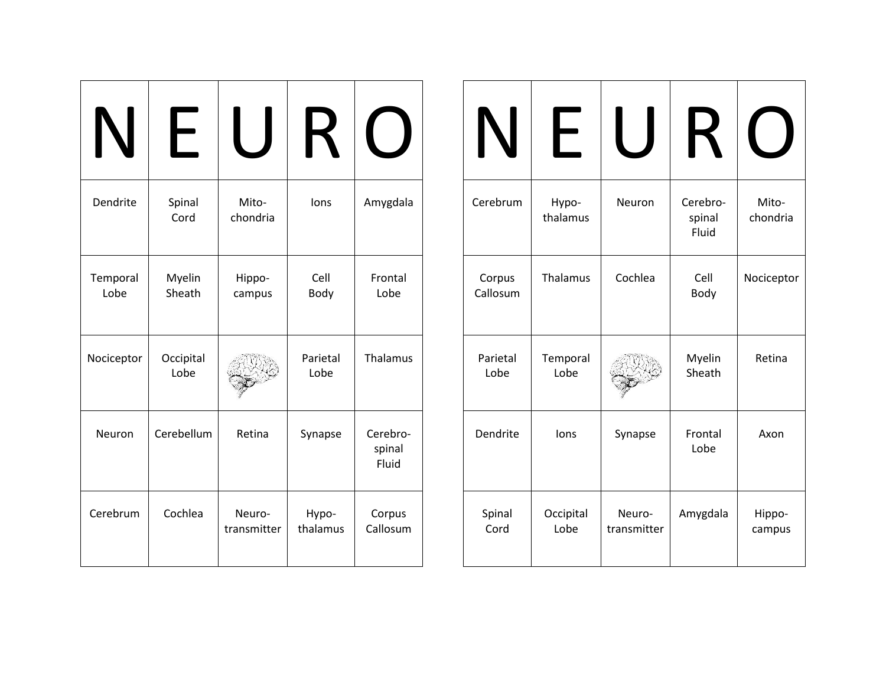| N | E | U | R | O |
|---|---|---|---|---|
| Dendrite | Spinal Cord | Mito-chondria | Ions | Amygdala |
| Temporal Lobe | Myelin Sheath | Hippo-campus | Cell Body | Frontal Lobe |
| Nociceptor | Occipital Lobe | | Parietal Lobe | Thalamus |
| Neuron | Cerebellum | Retina | Synapse | Cerebro-spinal Fluid |
| Cerebrum | Cochlea | Neuro-transmitter | Hypo-thalamus | Corpus Callosum |

| N | E | U | R | O |
|---|---|---|---|---|
| Cerebrum | Hypo-thalamus | Neuron | Cerebro-spinal Fluid | Mito-chondria |
| Corpus Callosum | Thalamus | Cochlea | Cell Body | Nociceptor |
| Parietal Lobe | Temporal Lobe | | Myelin Sheath | Retina |
| Dendrite | Ions | Synapse | Frontal Lobe | Axon |
| Spinal Cord | Occipital Lobe | Neuro-transmitter | Amygdala | Hippo-campus |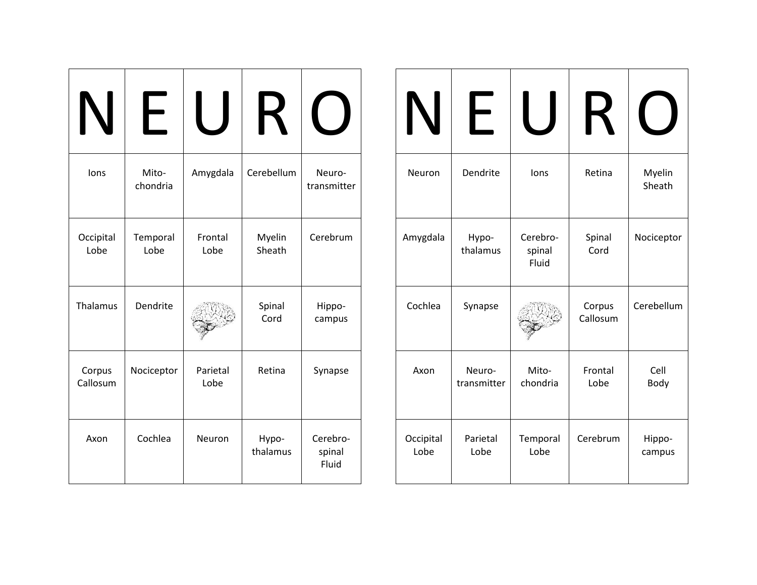| N | E | U | R | O |
|---|---|---|---|---|
| Ions | Mito-chondria | Amygdala | Cerebellum | Neuro-transmitter |
| Occipital Lobe | Temporal Lobe | Frontal Lobe | Myelin Sheath | Cerebrum |
| Thalamus | Dendrite | | Spinal Cord | Hippo-campus |
| Corpus Callosum | Nociceptor | Parietal Lobe | Retina | Synapse |
| Axon | Cochlea | Neuron | Hypo-thalamus | Cerebro-spinal Fluid |

| N | E | U | R | O |
|---|---|---|---|---|
| Neuron | Dendrite | Ions | Retina | Myelin Sheath |
| Amygdala | Hypo-thalamus | Cerebro-spinal Fluid | Spinal Cord | Nociceptor |
| Cochlea | Synapse | | Corpus Callosum | Cerebellum |
| Axon | Neuro-transmitter | Mito-chondria | Frontal Lobe | Cell Body |
| Occipital Lobe | Parietal Lobe | Temporal Lobe | Cerebrum | Hippo-campus |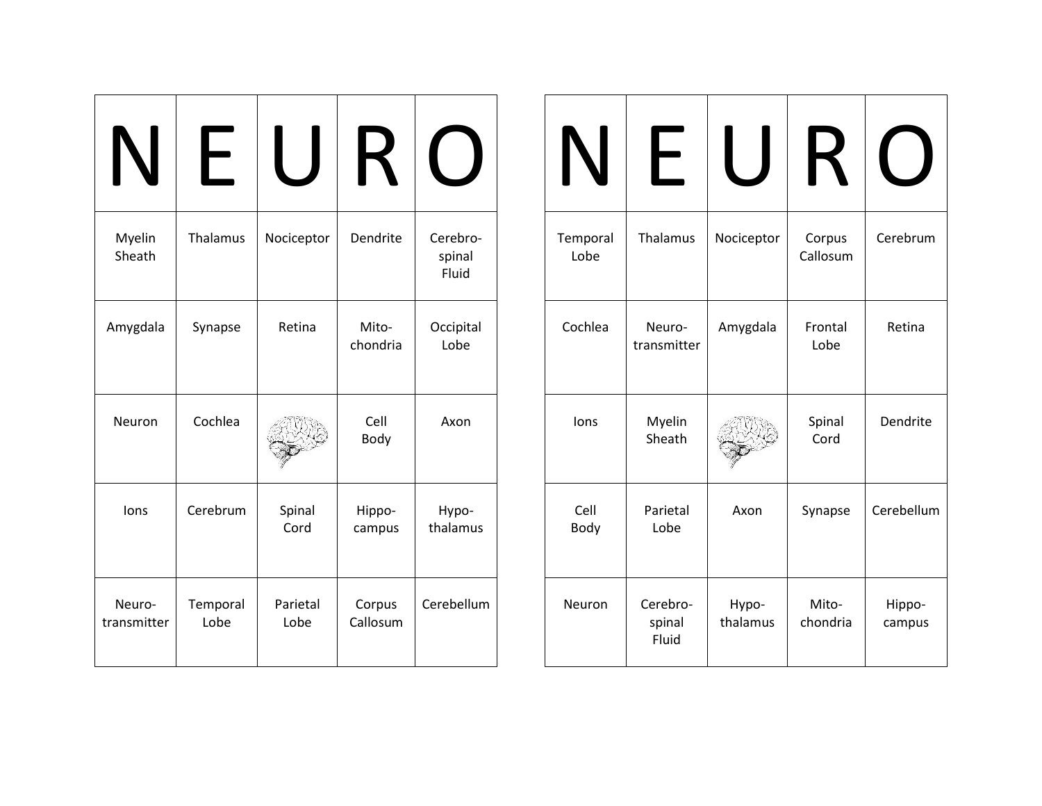| N | E | U | R | O |
|---|---|---|---|---|
| Myelin Sheath | Thalamus | Nociceptor | Dendrite | Cerebro-spinal Fluid |
| Amygdala | Synapse | Retina | Mito-chondria | Occipital Lobe |
| Neuron | Cochlea | | Cell Body | Axon |
| Ions | Cerebrum | Spinal Cord | Hippo-campus | Hypo-thalamus |
| Neuro-transmitter | Temporal Lobe | Parietal Lobe | Corpus Callosum | Cerebellum |

| N | E | U | R | O |
|---|---|---|---|---|
| Temporal Lobe | Thalamus | Nociceptor | Corpus Callosum | Cerebrum |
| Cochlea | Neuro-transmitter | Amygdala | Frontal Lobe | Retina |
| Ions | Myelin Sheath | | Spinal Cord | Dendrite |
| Cell Body | Parietal Lobe | Axon | Synapse | Cerebellum |
| Neuron | Cerebro-spinal Fluid | Hypo-thalamus | Mito-chondria | Hippo-campus |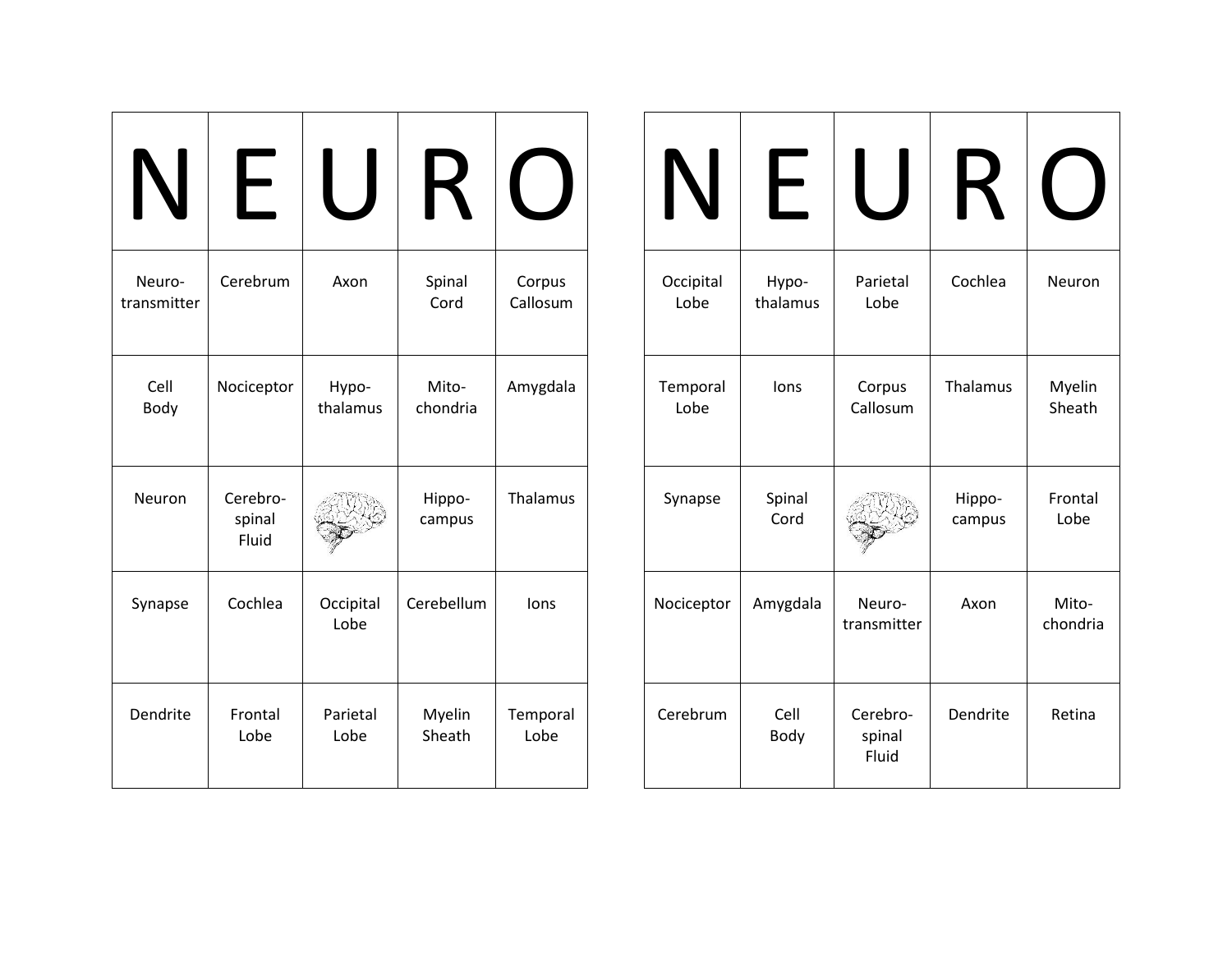| N | E | U | R | O |
|---|---|---|---|---|
| Neuro-transmitter | Cerebrum | Axon | Spinal Cord | Corpus Callosum |
| Cell Body | Nociceptor | Hypo-thalamus | Mito-chondria | Amygdala |
| Neuron | Cerebro-spinal Fluid | | Hippo-campus | Thalamus |
| Synapse | Cochlea | Occipital Lobe | Cerebellum | Ions |
| Dendrite | Frontal Lobe | Parietal Lobe | Myelin Sheath | Temporal Lobe |

| N | E | U | R | O |
|---|---|---|---|---|
| Occipital Lobe | Hypo-thalamus | Parietal Lobe | Cochlea | Neuron |
| Temporal Lobe | Ions | Corpus Callosum | Thalamus | Myelin Sheath |
| Synapse | Spinal Cord | | Hippo-campus | Frontal Lobe |
| Nociceptor | Amygdala | Neuro-transmitter | Axon | Mito-chondria |
| Cerebrum | Cell Body | Cerebro-spinal Fluid | Dendrite | Retina |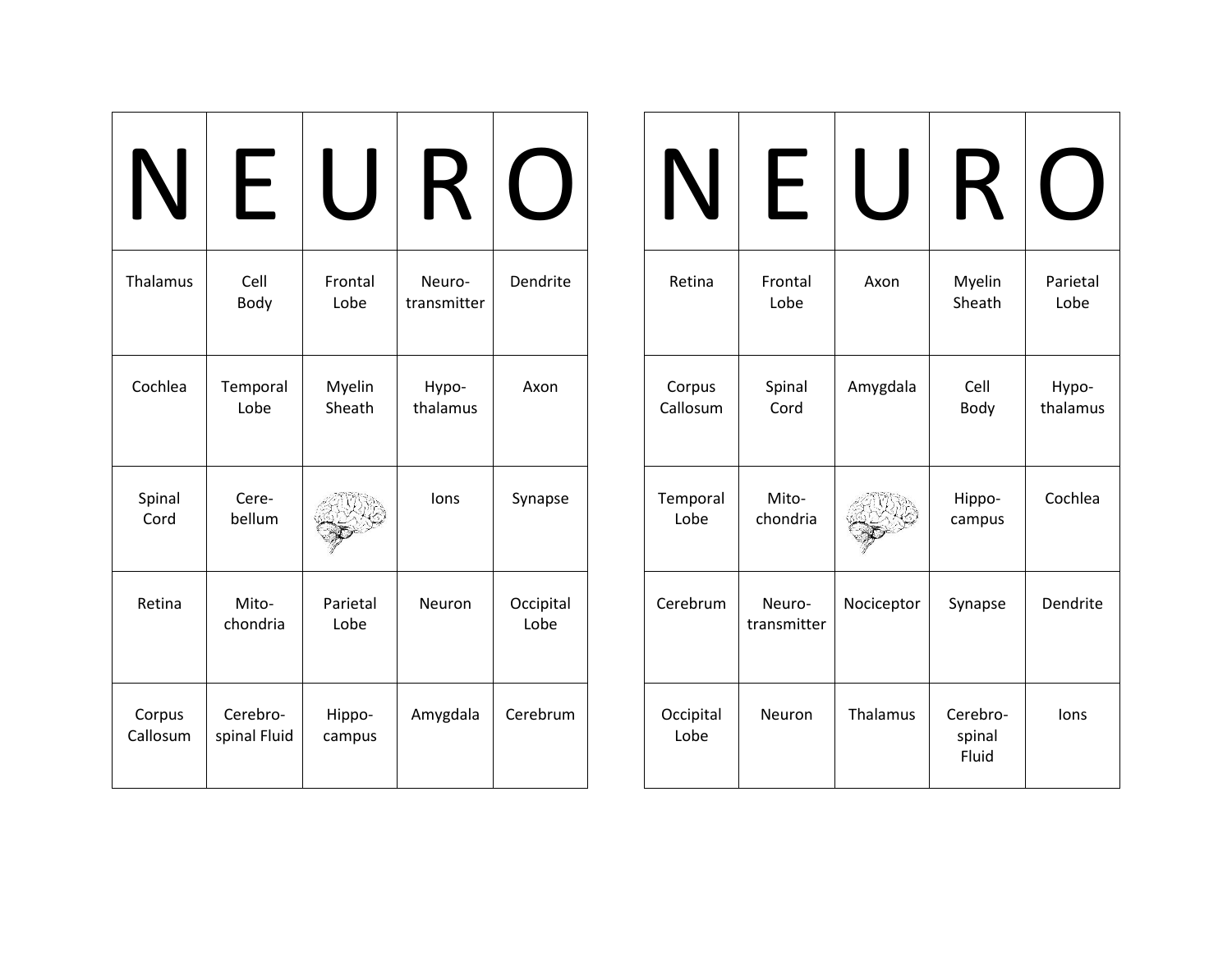| N | E | U | R | O |
|---|---|---|---|---|
| Thalamus | Cell Body | Frontal Lobe | Neuro-transmitter | Dendrite |
| Cochlea | Temporal Lobe | Myelin Sheath | Hypo-thalamus | Axon |
| Spinal Cord | Cere-bellum | | Ions | Synapse |
| Retina | Mito-chondria | Parietal Lobe | Neuron | Occipital Lobe |
| Corpus Callosum | Cerebro-spinal Fluid | Hippo-campus | Amygdala | Cerebrum |

| N | E | U | R | O |
|---|---|---|---|---|
| Retina | Frontal Lobe | Axon | Myelin Sheath | Parietal Lobe |
| Corpus Callosum | Spinal Cord | Amygdala | Cell Body | Hypo-thalamus |
| Temporal Lobe | Mito-chondria | | Hippo-campus | Cochlea |
| Cerebrum | Neuro-transmitter | Nociceptor | Synapse | Dendrite |
| Occipital Lobe | Neuron | Thalamus | Cerebro-spinal Fluid | Ions |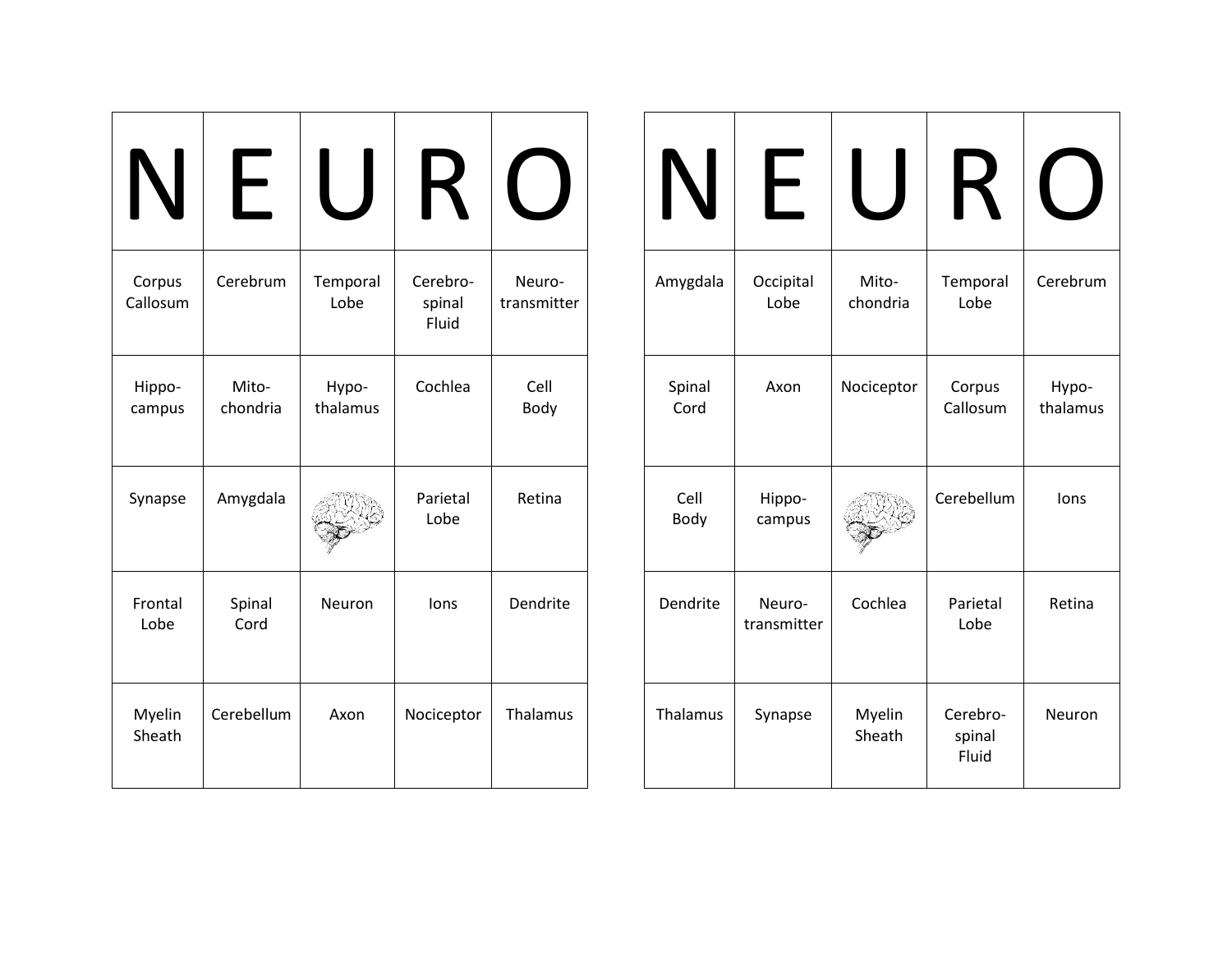| N | E | U | R | O |
|---|---|---|---|---|
| Corpus Callosum | Cerebrum | Temporal Lobe | Cerebro-spinal Fluid | Neuro-transmitter |
| Hippo-campus | Mito-chondria | Hypo-thalamus | Cochlea | Cell Body |
| Synapse | Amygdala | | Parietal Lobe | Retina |
| Frontal Lobe | Spinal Cord | Neuron | Ions | Dendrite |
| Myelin Sheath | Cerebellum | Axon | Nociceptor | Thalamus |

| N | E | U | R | O |
|---|---|---|---|---|
| Amygdala | Occipital Lobe | Mito-chondria | Temporal Lobe | Cerebrum |
| Spinal Cord | Axon | Nociceptor | Corpus Callosum | Hypo-thalamus |
| Cell Body | Hippo-campus | | Cerebellum | Ions |
| Dendrite | Neuro-transmitter | Cochlea | Parietal Lobe | Retina |
| Thalamus | Synapse | Myelin Sheath | Cerebro-spinal Fluid | Neuron |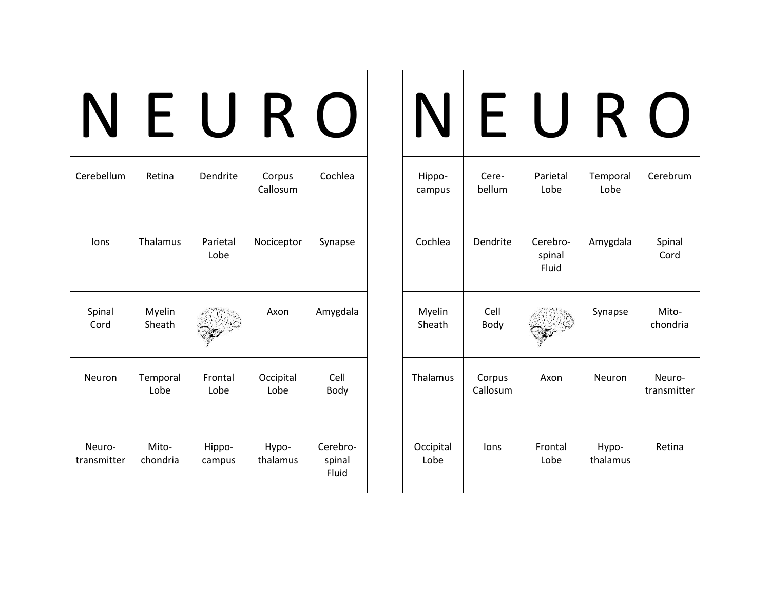| N | E | U | R | O |
|---|---|---|---|---|
| Cerebellum | Retina | Dendrite | Corpus Callosum | Cochlea |
| Ions | Thalamus | Parietal Lobe | Nociceptor | Synapse |
| Spinal Cord | Myelin Sheath | | Axon | Amygdala |
| Neuron | Temporal Lobe | Frontal Lobe | Occipital Lobe | Cell Body |
| Neuro-transmitter | Mito-chondria | Hippo-campus | Hypo-thalamus | Cerebro-spinal Fluid |

| N | E | U | R | O |
|---|---|---|---|---|
| Hippo-campus | Cere-bellum | Parietal Lobe | Temporal Lobe | Cerebrum |
| Cochlea | Dendrite | Cerebro-spinal Fluid | Amygdala | Spinal Cord |
| Myelin Sheath | Cell Body | | Synapse | Mito-chondria |
| Thalamus | Corpus Callosum | Axon | Neuron | Neuro-transmitter |
| Occipital Lobe | Ions | Frontal Lobe | Hypo-thalamus | Retina |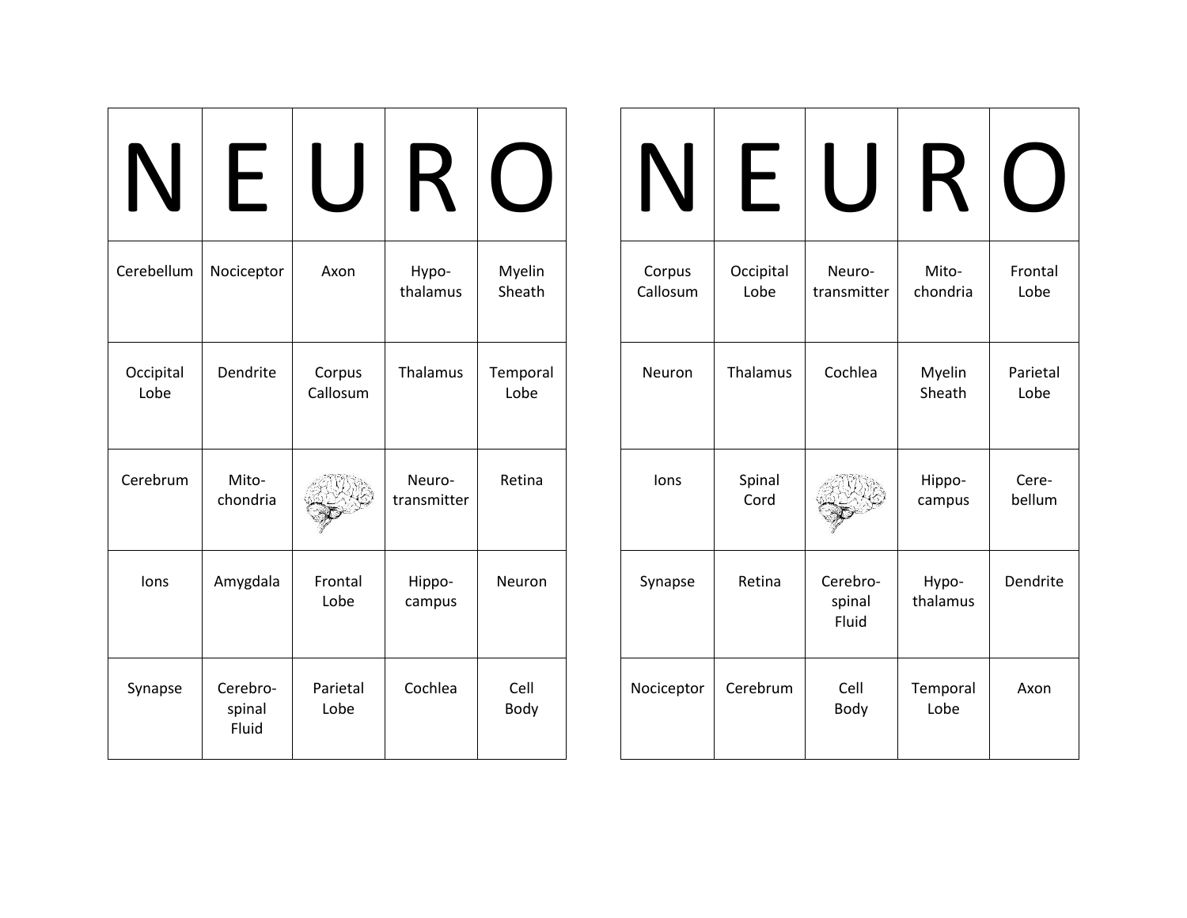| N | E | U | R | O |
|---|---|---|---|---|
| Cerebellum | Nociceptor | Axon | Hypo-thalamus | Myelin Sheath |
| Occipital Lobe | Dendrite | Corpus Callosum | Thalamus | Temporal Lobe |
| Cerebrum | Mito-chondria | | Neuro-transmitter | Retina |
| Ions | Amygdala | Frontal Lobe | Hippo-campus | Neuron |
| Synapse | Cerebro-spinal Fluid | Parietal Lobe | Cochlea | Cell Body |

| N | E | U | R | O |
|---|---|---|---|---|
| Corpus Callosum | Occipital Lobe | Neuro-transmitter | Mito-chondria | Frontal Lobe |
| Neuron | Thalamus | Cochlea | Myelin Sheath | Parietal Lobe |
| Ions | Spinal Cord | | Hippo-campus | Cere-bellum |
| Synapse | Retina | Cerebro-spinal Fluid | Hypo-thalamus | Dendrite |
| Nociceptor | Cerebrum | Cell Body | Temporal Lobe | Axon |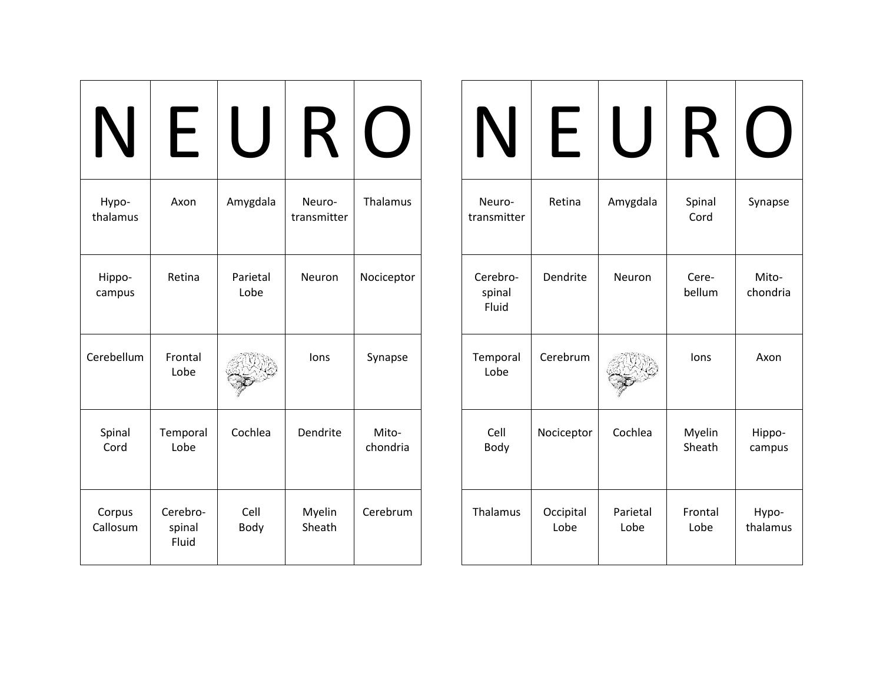| N | E | U | R | O |
| --- | --- | --- | --- | --- |
| Hypo-thalamus | Axon | Amygdala | Neuro-transmitter | Thalamus |
| Hippo-campus | Retina | Parietal Lobe | Neuron | Nociceptor |
| Cerebellum | Frontal Lobe | | Ions | Synapse |
| Spinal Cord | Temporal Lobe | Cochlea | Dendrite | Mito-chondria |
| Corpus Callosum | Cerebro-spinal Fluid | Cell Body | Myelin Sheath | Cerebrum |

| N | E | U | R | O |
| --- | --- | --- | --- | --- |
| Neuro-transmitter | Retina | Amygdala | Spinal Cord | Synapse |
| Cerebro-spinal Fluid | Dendrite | Neuron | Cere-bellum | Mito-chondria |
| Temporal Lobe | Cerebrum | | Ions | Axon |
| Cell Body | Nociceptor | Cochlea | Myelin Sheath | Hippo-campus |
| Thalamus | Occipital Lobe | Parietal Lobe | Frontal Lobe | Hypo-thalamus |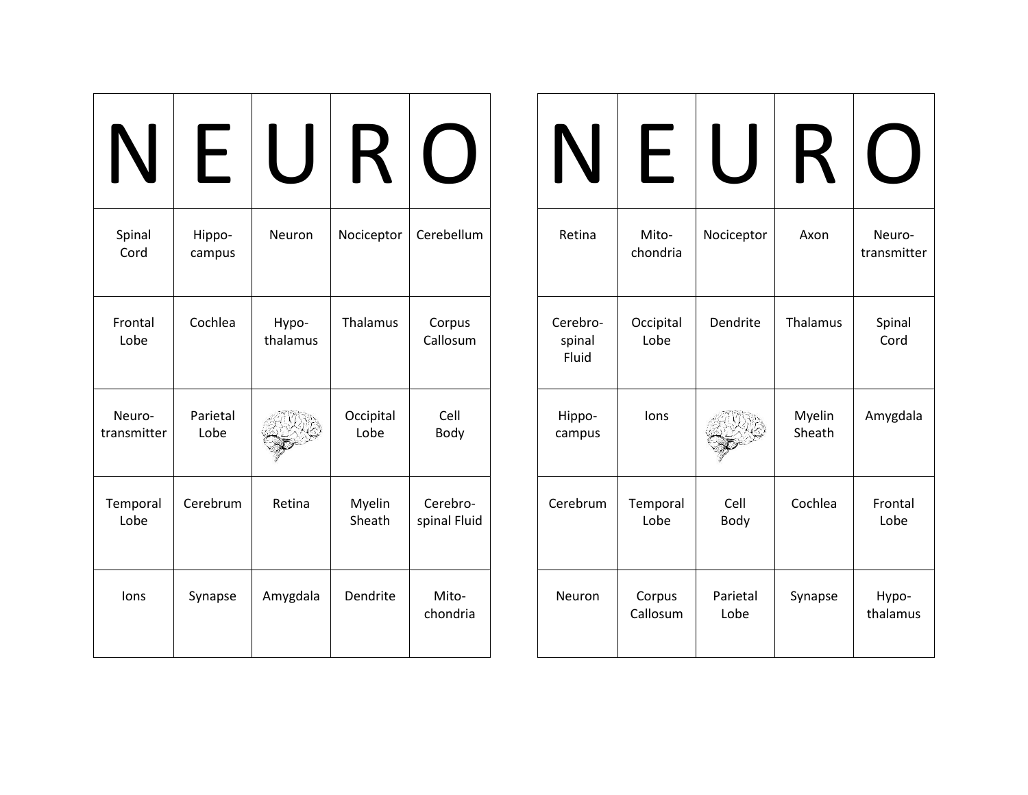| N | E | U | R | O |
|---|---|---|---|---|
| Spinal Cord | Hippocampus | Neuron | Nociceptor | Cerebellum |
| Frontal Lobe | Cochlea | Hypothalamus | Thalamus | Corpus Callosum |
| Neurotransmitter | Parietal Lobe | | Occipital Lobe | Cell Body |
| Temporal Lobe | Cerebrum | Retina | Myelin Sheath | Cerebrospinal Fluid |
| Ions | Synapse | Amygdala | Dendrite | Mitochondria |

| N | E | U | R | O |
|---|---|---|---|---|
| Retina | Mitochondria | Nociceptor | Axon | Neurotransmitter |
| Cerebrospinal Fluid | Occipital Lobe | Dendrite | Thalamus | Spinal Cord |
| Hippocampus | Ions | | Myelin Sheath | Amygdala |
| Cerebrum | Temporal Lobe | Cell Body | Cochlea | Frontal Lobe |
| Neuron | Corpus Callosum | Parietal Lobe | Synapse | Hypothalamus |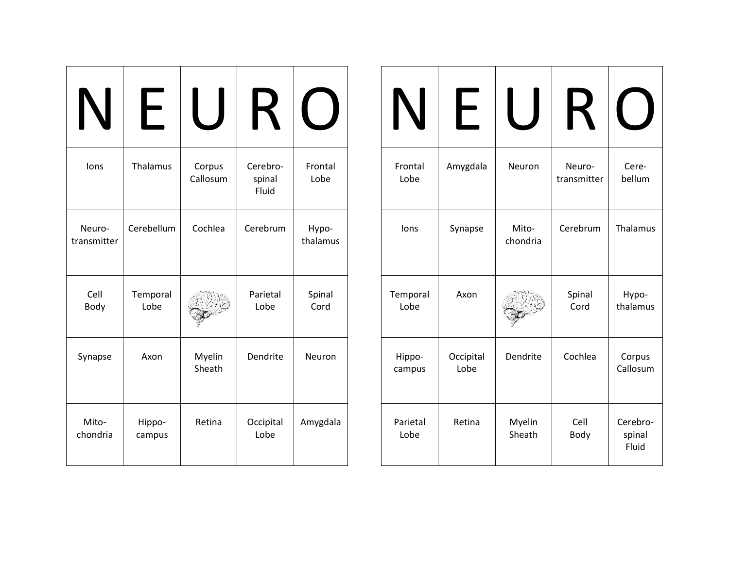| N | E | U | R | O |
|---|---|---|---|---|
| Ions | Thalamus | Corpus Callosum | Cerebro-spinal Fluid | Frontal Lobe |
| Neuro-transmitter | Cerebellum | Cochlea | Cerebrum | Hypo-thalamus |
| Cell Body | Temporal Lobe | | Parietal Lobe | Spinal Cord |
| Synapse | Axon | Myelin Sheath | Dendrite | Neuron |
| Mito-chondria | Hippo-campus | Retina | Occipital Lobe | Amygdala |

| N | E | U | R | O |
|---|---|---|---|---|
| Frontal Lobe | Amygdala | Neuron | Neuro-transmitter | Cere-bellum |
| Ions | Synapse | Mito-chondria | Cerebrum | Thalamus |
| Temporal Lobe | Axon | | Spinal Cord | Hypo-thalamus |
| Hippo-campus | Occipital Lobe | Dendrite | Cochlea | Corpus Callosum |
| Parietal Lobe | Retina | Myelin Sheath | Cell Body | Cerebro-spinal Fluid |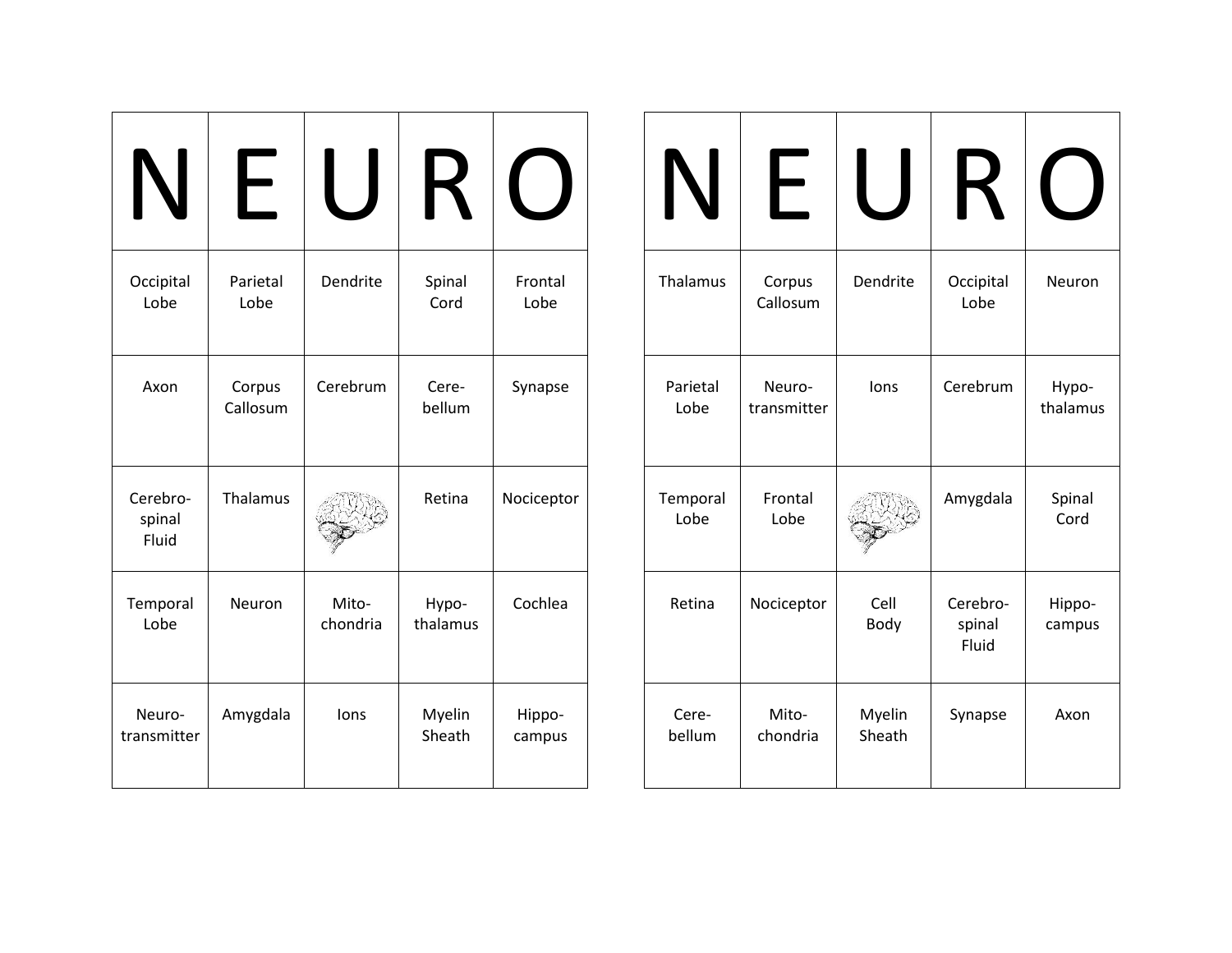| N | E | U | R | O |
|---|---|---|---|---|
| Occipital Lobe | Parietal Lobe | Dendrite | Spinal Cord | Frontal Lobe |
| Axon | Corpus Callosum | Cerebrum | Cere-bellum | Synapse |
| Cerebro-spinal Fluid | Thalamus | | Retina | Nociceptor |
| Temporal Lobe | Neuron | Mito-chondria | Hypo-thalamus | Cochlea |
| Neuro-transmitter | Amygdala | Ions | Myelin Sheath | Hippo-campus |

| N | E | U | R | O |
|---|---|---|---|---|
| Thalamus | Corpus Callosum | Dendrite | Occipital Lobe | Neuron |
| Parietal Lobe | Neuro-transmitter | Ions | Cerebrum | Hypo-thalamus |
| Temporal Lobe | Frontal Lobe | | Amygdala | Spinal Cord |
| Retina | Nociceptor | Cell Body | Cerebro-spinal Fluid | Hippo-campus |
| Cere-bellum | Mito-chondria | Myelin Sheath | Synapse | Axon |